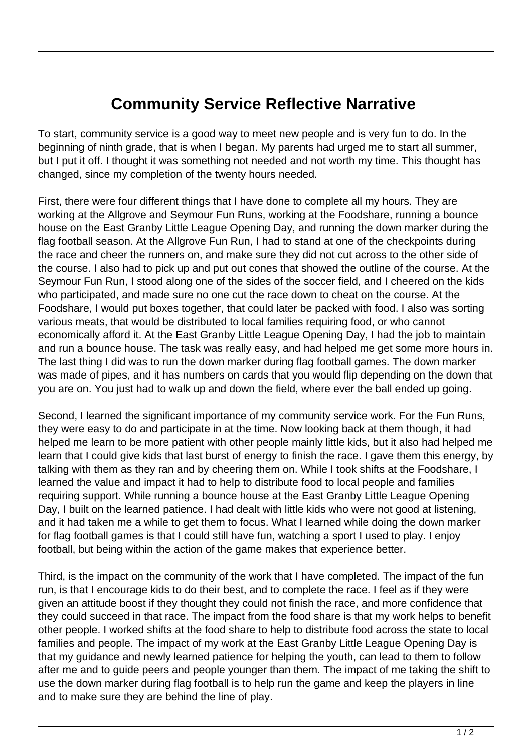# Community Service Reflective Narrative

To start, community service is a good way to meet new people and is very fun to do. In the beginning of ninth grade, that is when I began. My parents had urged me to start all summer, but I put it off. I thought it was something not needed and not worth my time. This thought has changed, since my completion of the twenty hours needed.

First, there were four different things that I have done to complete all my hours. They are working at the Allgrove and Seymour Fun Runs, working at the Foodshare, running a bounce house on the East Granby Little League Opening Day, and running the down marker during the flag football season. At the Allgrove Fun Run, I had to stand at one of the checkpoints during the race and cheer the runners on, and make sure they did not cut across to the other side of the course. I also had to pick up and put out cones that showed the outline of the course. At the Seymour Fun Run, I stood along one of the sides of the soccer field, and I cheered on the kids who participated, and made sure no one cut the race down to cheat on the course. At the Foodshare, I would put boxes together, that could later be packed with food. I also was sorting various meats, that would be distributed to local families requiring food, or who cannot economically afford it. At the East Granby Little League Opening Day, I had the job to maintain and run a bounce house. The task was really easy, and had helped me get some more hours in. The last thing I did was to run the down marker during flag football games. The down marker was made of pipes, and it has numbers on cards that you would flip depending on the down that you are on. You just had to walk up and down the field, where ever the ball ended up going.

Second, I learned the significant importance of my community service work. For the Fun Runs, they were easy to do and participate in at the time. Now looking back at them though, it had helped me learn to be more patient with other people mainly little kids, but it also had helped me learn that I could give kids that last burst of energy to finish the race. I gave them this energy, by talking with them as they ran and by cheering them on. While I took shifts at the Foodshare, I learned the value and impact it had to help to distribute food to local people and families requiring support. While running a bounce house at the East Granby Little League Opening Day, I built on the learned patience. I had dealt with little kids who were not good at listening, and it had taken me a while to get them to focus. What I learned while doing the down marker for flag football games is that I could still have fun, watching a sport I used to play. I enjoy football, but being within the action of the game makes that experience better.

Third, is the impact on the community of the work that I have completed. The impact of the fun run, is that I encourage kids to do their best, and to complete the race. I feel as if they were given an attitude boost if they thought they could not finish the race, and more confidence that they could succeed in that race. The impact from the food share is that my work helps to benefit other people. I worked shifts at the food share to help to distribute food across the state to local families and people. The impact of my work at the East Granby Little League Opening Day is that my guidance and newly learned patience for helping the youth, can lead to them to follow after me and to guide peers and people younger than them. The impact of me taking the shift to use the down marker during flag football is to help run the game and keep the players in line and to make sure they are behind the line of play.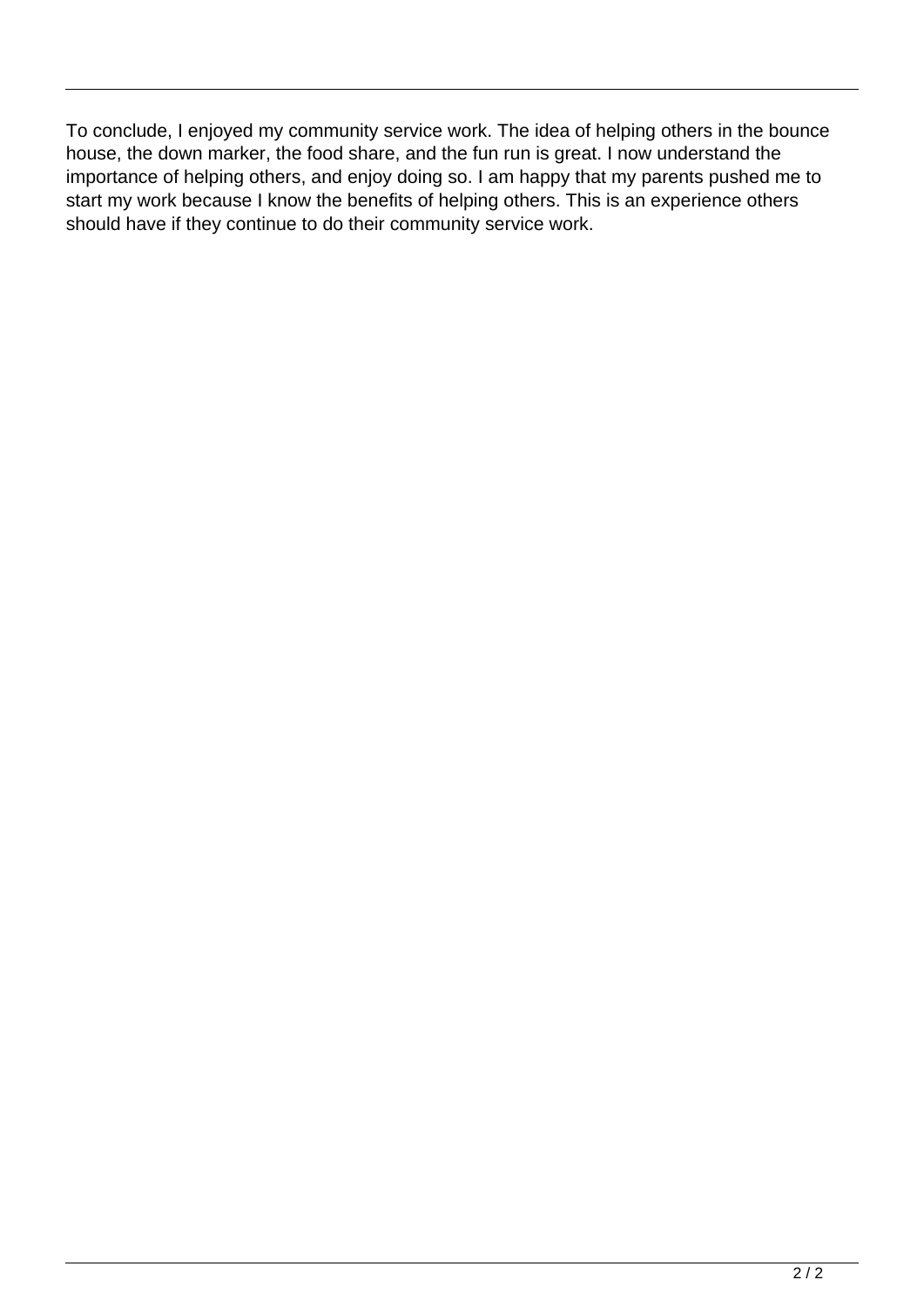To conclude, I enjoyed my community service work. The idea of helping others in the bounce house, the down marker, the food share, and the fun run is great. I now understand the importance of helping others, and enjoy doing so. I am happy that my parents pushed me to start my work because I know the benefits of helping others. This is an experience others should have if they continue to do their community service work.